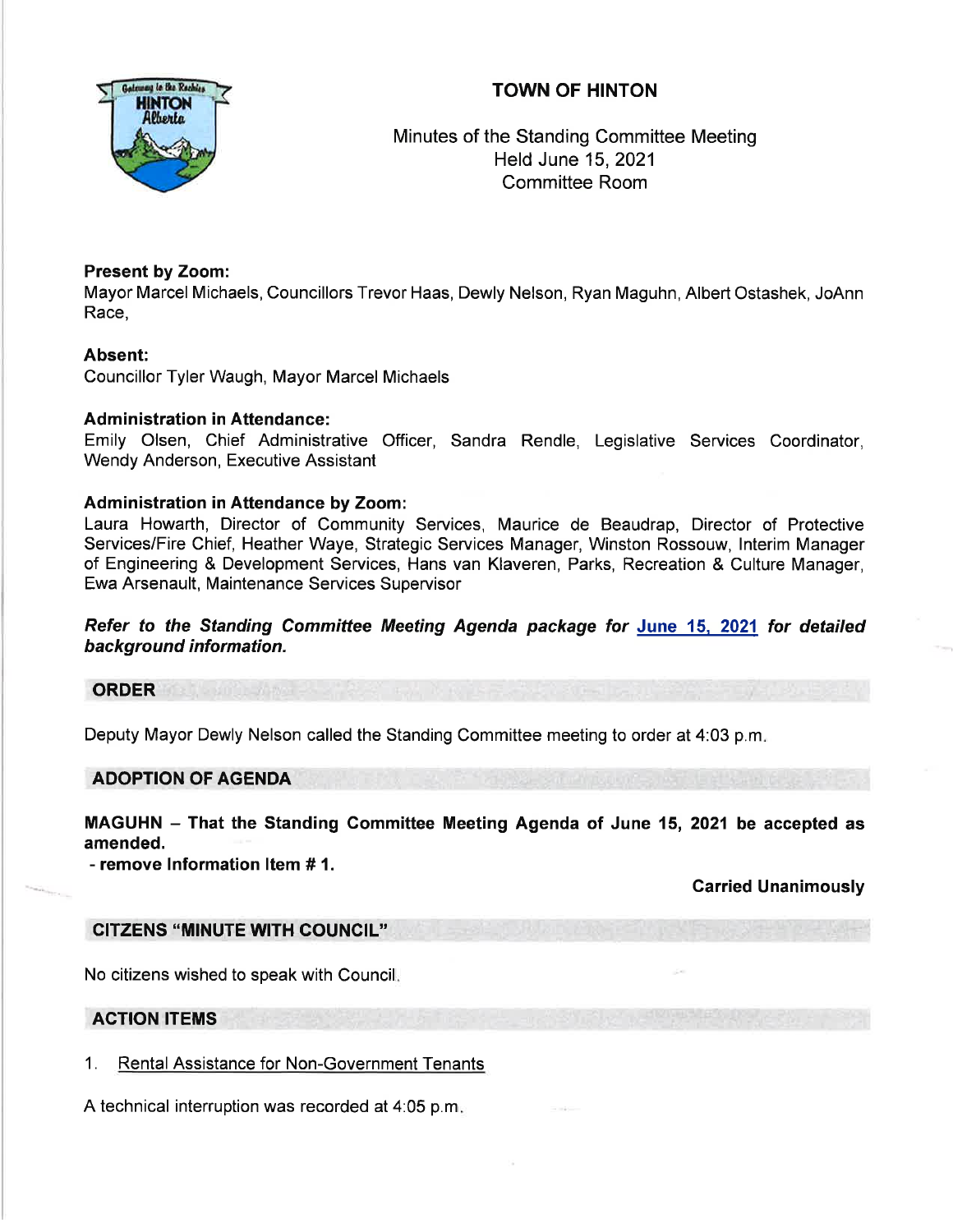# TOWN OF HINTON

Minutes of the Standing Committee Meeting
Held June 15, 2021
Committee Room

**Present by Zoom:**
Mayor Marcel Michaels, Councillors Trevor Haas, Dewly Nelson, Ryan Maguhn, Albert Ostashek, JoAnn Race,

**Absent:**
Councillor Tyler Waugh, Mayor Marcel Michaels

**Administration in Attendance:**
Emily Olsen, Chief Administrative Officer, Sandra Rendle, Legislative Services Coordinator, Wendy Anderson, Executive Assistant

**Administration in Attendance by Zoom:**
Laura Howarth, Director of Community Services, Maurice de Beaudrap, Director of Protective Services/Fire Chief, Heather Waye, Strategic Services Manager, Winston Rossouw, Interim Manager of Engineering & Development Services, Hans van Klaveren, Parks, Recreation & Culture Manager, Ewa Arsenault, Maintenance Services Supervisor

***Refer to the Standing Committee Meeting Agenda package for June 15, 2021 for detailed background information.***

## ORDER

Deputy Mayor Dewly Nelson called the Standing Committee meeting to order at 4:03 p.m.

## ADOPTION OF AGENDA

**MAGUHN – That the Standing Committee Meeting Agenda of June 15, 2021 be accepted as amended.**
**- remove Information Item # 1.**

**Carried Unanimously**

## CITIZENS "MINUTE WITH COUNCIL"

No citizens wished to speak with Council.

## ACTION ITEMS

1. Rental Assistance for Non-Government Tenants

A technical interruption was recorded at 4:05 p.m.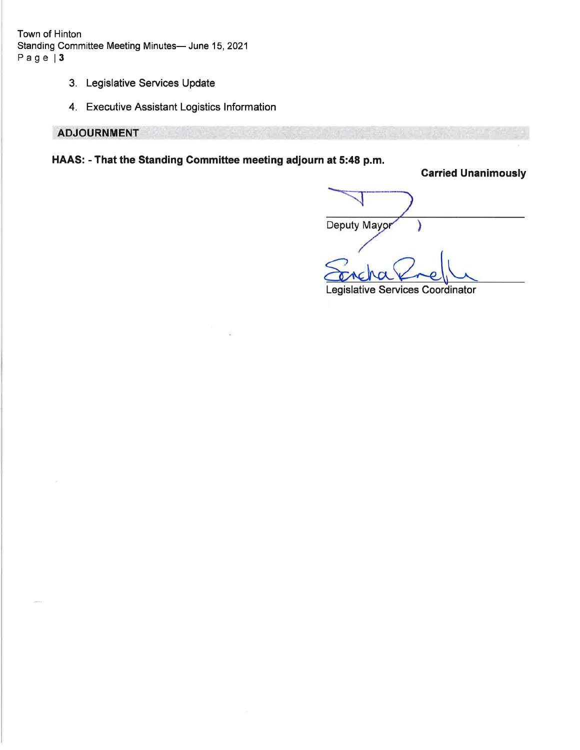3. Legislative Services Update
4. Executive Assistant Logistics Information

## ADJOURNMENT

**HAAS: - That the Standing Committee meeting adjourn at 5:48 p.m.**

**Carried Unanimously**

Deputy Mayor

Legislative Services Coordinator